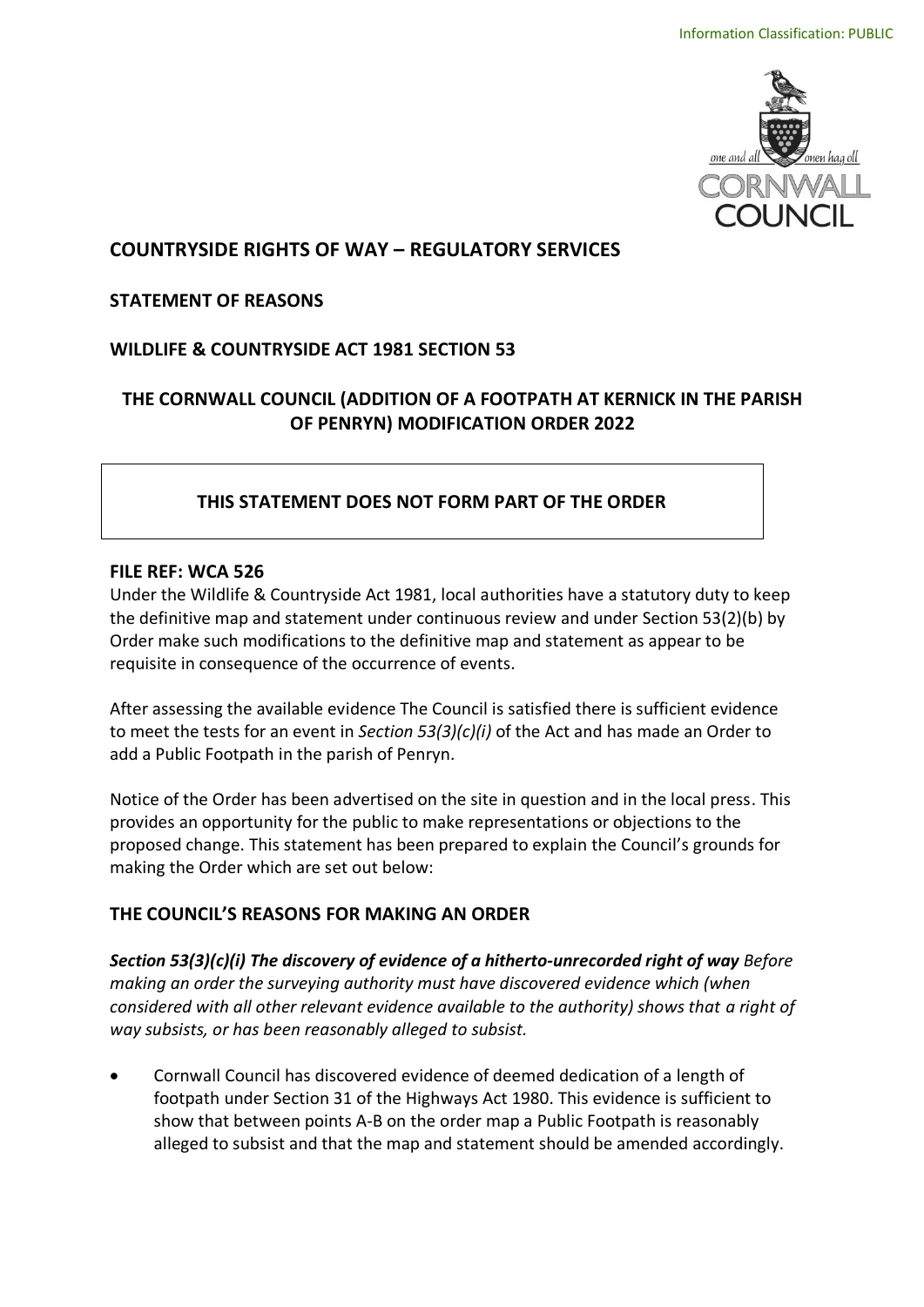Information Classification: PUBLIC

## COUNTRYSIDE RIGHTS OF WAY – REGULATORY SERVICES

## STATEMENT OF REASONS

## WILDLIFE & COUNTRYSIDE ACT 1981 SECTION 53

## THE CORNWALL COUNCIL (ADDITION OF A FOOTPATH AT KERNICK IN THE PARISH OF PENRYN) MODIFICATION ORDER 2022

**THIS STATEMENT DOES NOT FORM PART OF THE ORDER**

**FILE REF: WCA 526**

Under the Wildlife & Countryside Act 1981, local authorities have a statutory duty to keep the definitive map and statement under continuous review and under Section 53(2)(b) by Order make such modifications to the definitive map and statement as appear to be requisite in consequence of the occurrence of events.

After assessing the available evidence The Council is satisfied there is sufficient evidence to meet the tests for an event in *Section 53(3)(c)(i)* of the Act and has made an Order to add a Public Footpath in the parish of Penryn.

Notice of the Order has been advertised on the site in question and in the local press. This provides an opportunity for the public to make representations or objections to the proposed change. This statement has been prepared to explain the Council's grounds for making the Order which are set out below:

### THE COUNCIL'S REASONS FOR MAKING AN ORDER

***Section 53(3)(c)(i) The discovery of evidence of a hitherto-unrecorded right of way*** *Before making an order the surveying authority must have discovered evidence which (when considered with all other relevant evidence available to the authority) shows that a right of way subsists, or has been reasonably alleged to subsist.*

- Cornwall Council has discovered evidence of deemed dedication of a length of footpath under Section 31 of the Highways Act 1980. This evidence is sufficient to show that between points A-B on the order map a Public Footpath is reasonably alleged to subsist and that the map and statement should be amended accordingly.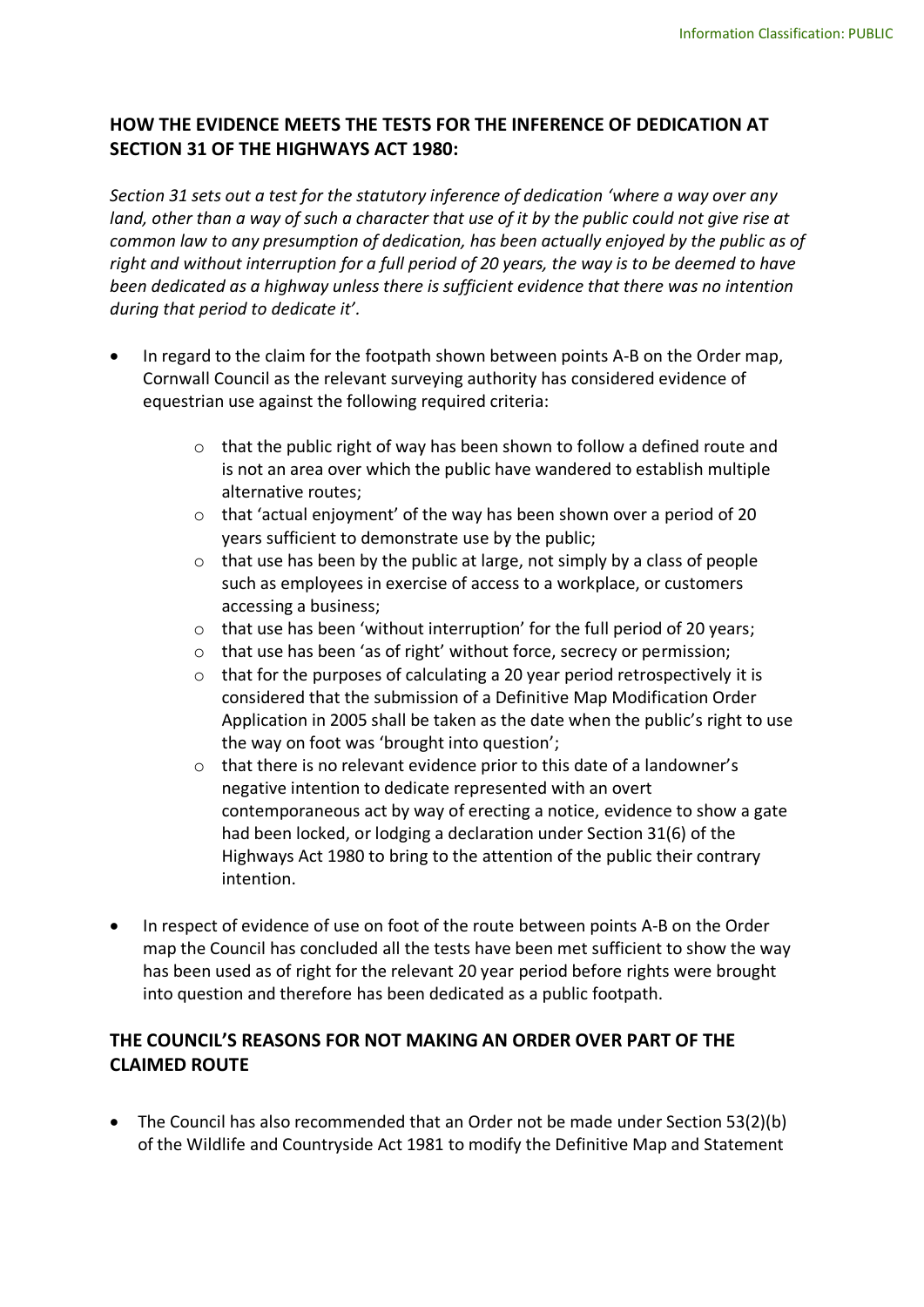## HOW THE EVIDENCE MEETS THE TESTS FOR THE INFERENCE OF DEDICATION AT SECTION 31 OF THE HIGHWAYS ACT 1980:

*Section 31 sets out a test for the statutory inference of dedication 'where a way over any land, other than a way of such a character that use of it by the public could not give rise at common law to any presumption of dedication, has been actually enjoyed by the public as of right and without interruption for a full period of 20 years, the way is to be deemed to have been dedicated as a highway unless there is sufficient evidence that there was no intention during that period to dedicate it'.*

- In regard to the claim for the footpath shown between points A-B on the Order map, Cornwall Council as the relevant surveying authority has considered evidence of equestrian use against the following required criteria:
    - that the public right of way has been shown to follow a defined route and is not an area over which the public have wandered to establish multiple alternative routes;
    - that 'actual enjoyment' of the way has been shown over a period of 20 years sufficient to demonstrate use by the public;
    - that use has been by the public at large, not simply by a class of people such as employees in exercise of access to a workplace, or customers accessing a business;
    - that use has been 'without interruption' for the full period of 20 years;
    - that use has been 'as of right' without force, secrecy or permission;
    - that for the purposes of calculating a 20 year period retrospectively it is considered that the submission of a Definitive Map Modification Order Application in 2005 shall be taken as the date when the public's right to use the way on foot was 'brought into question';
    - that there is no relevant evidence prior to this date of a landowner's negative intention to dedicate represented with an overt contemporaneous act by way of erecting a notice, evidence to show a gate had been locked, or lodging a declaration under Section 31(6) of the Highways Act 1980 to bring to the attention of the public their contrary intention.

- In respect of evidence of use on foot of the route between points A-B on the Order map the Council has concluded all the tests have been met sufficient to show the way has been used as of right for the relevant 20 year period before rights were brought into question and therefore has been dedicated as a public footpath.

## THE COUNCIL'S REASONS FOR NOT MAKING AN ORDER OVER PART OF THE CLAIMED ROUTE

- The Council has also recommended that an Order not be made under Section 53(2)(b) of the Wildlife and Countryside Act 1981 to modify the Definitive Map and Statement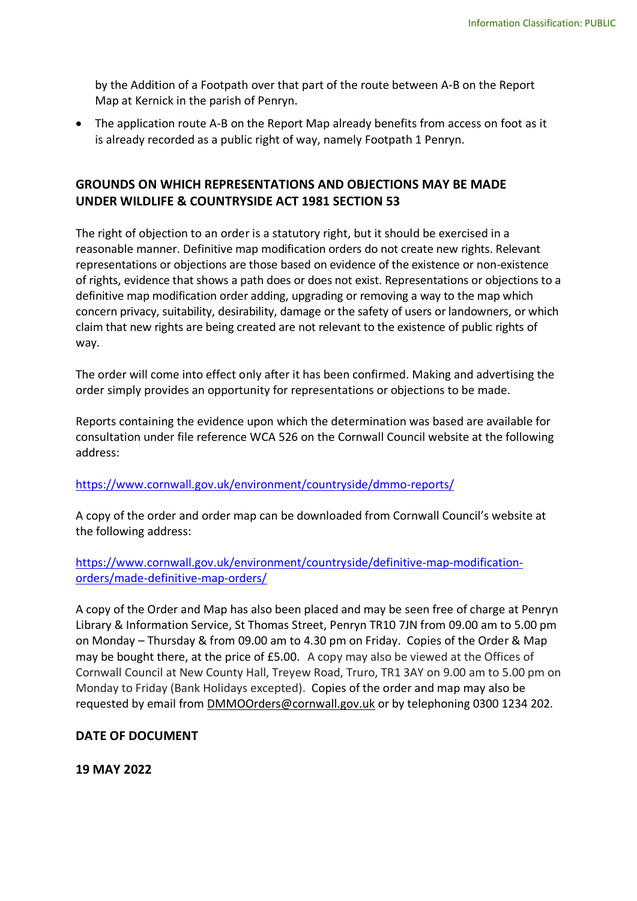by the Addition of a Footpath over that part of the route between A-B on the Report Map at Kernick in the parish of Penryn.

- The application route A-B on the Report Map already benefits from access on foot as it is already recorded as a public right of way, namely Footpath 1 Penryn.

## GROUNDS ON WHICH REPRESENTATIONS AND OBJECTIONS MAY BE MADE UNDER WILDLIFE & COUNTRYSIDE ACT 1981 SECTION 53

The right of objection to an order is a statutory right, but it should be exercised in a reasonable manner. Definitive map modification orders do not create new rights. Relevant representations or objections are those based on evidence of the existence or non-existence of rights, evidence that shows a path does or does not exist. Representations or objections to a definitive map modification order adding, upgrading or removing a way to the map which concern privacy, suitability, desirability, damage or the safety of users or landowners, or which claim that new rights are being created are not relevant to the existence of public rights of way.

The order will come into effect only after it has been confirmed. Making and advertising the order simply provides an opportunity for representations or objections to be made.

Reports containing the evidence upon which the determination was based are available for consultation under file reference WCA 526 on the Cornwall Council website at the following address:

https://www.cornwall.gov.uk/environment/countryside/dmmo-reports/

A copy of the order and order map can be downloaded from Cornwall Council's website at the following address:

https://www.cornwall.gov.uk/environment/countryside/definitive-map-modification-orders/made-definitive-map-orders/

A copy of the Order and Map has also been placed and may be seen free of charge at Penryn Library & Information Service, St Thomas Street, Penryn TR10 7JN from 09.00 am to 5.00 pm on Monday – Thursday & from 09.00 am to 4.30 pm on Friday. Copies of the Order & Map may be bought there, at the price of £5.00. A copy may also be viewed at the Offices of Cornwall Council at New County Hall, Treyew Road, Truro, TR1 3AY on 9.00 am to 5.00 pm on Monday to Friday (Bank Holidays excepted). Copies of the order and map may also be requested by email from DMMOOrders@cornwall.gov.uk or by telephoning 0300 1234 202.

## DATE OF DOCUMENT

**19 MAY 2022**